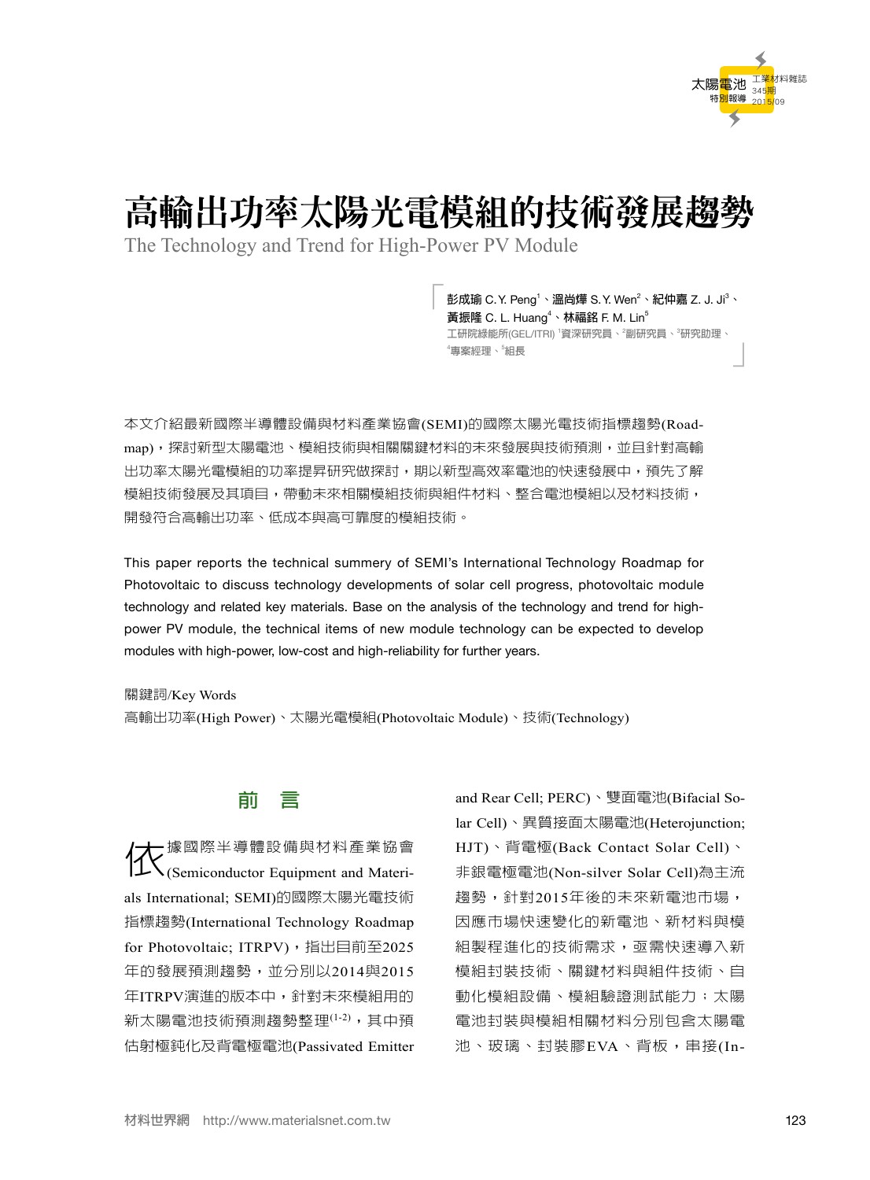# 高輸出功率太陽光電模組的技術發展趨勢

The Technology and Trend for High-Power PV Module

**彭成瑜** C. Y. Peng[1]、**溫尚燁** S. Y. Wen[2]、**紀仲嘉** Z. J. Ji[3]、**黃振隆** C. L. Huang[4]、**林福銘** F. M. Lin[5]

工研院綠能所(GEL/ITRI) [1]資深研究員、[2]副研究員、[3]研究助理、[4]專案經理、[5]組長

本文介紹最新國際半導體設備與材料產業協會(SEMI)的國際太陽光電技術指標趨勢(Roadmap)，探討新型太陽電池、模組技術與相關關鍵材料的未來發展與技術預測，並且針對高輸出功率太陽光電模組的功率提昇研究做探討，期以新型高效率電池的快速發展中，預先了解模組技術發展及其項目，帶動未來相關模組技術與組件材料、整合電池模組以及材料技術，開發符合高輸出功率、低成本與高可靠度的模組技術。

This paper reports the technical summery of SEMI's International Technology Roadmap for Photovoltaic to discuss technology developments of solar cell progress, photovoltaic module technology and related key materials. Base on the analysis of the technology and trend for high-power PV module, the technical items of new module technology can be expected to develop modules with high-power, low-cost and high-reliability for further years.

關鍵詞/Key Words

高輸出功率(High Power)、太陽光電模組(Photovoltaic Module)、技術(Technology)

## 前　言

依據國際半導體設備與材料產業協會(Semiconductor Equipment and Materials International; SEMI)的國際太陽光電技術指標趨勢(International Technology Roadmap for Photovoltaic; ITRPV)，指出目前至2025年的發展預測趨勢，並分別以2014與2015年ITRPV演進的版本中，針對未來模組用的新太陽電池技術預測趨勢整理[1-2]，其中預估射極鈍化及背電極電池(Passivated Emitter and Rear Cell; PERC)、雙面電池(Bifacial Solar Cell)、異質接面太陽電池(Heterojunction; HJT)、背電極(Back Contact Solar Cell)、非銀電極電池(Non-silver Solar Cell)為主流趨勢，針對2015年後的未來新電池市場，因應市場快速變化的新電池、新材料與模組製程進化的技術需求，亟需快速導入新模組封裝技術、關鍵材料與組件技術、自動化模組設備、模組驗證測試能力；太陽電池封裝與模組相關材料分別包含太陽電池、玻璃、封裝膠EVA、背板，串接(In-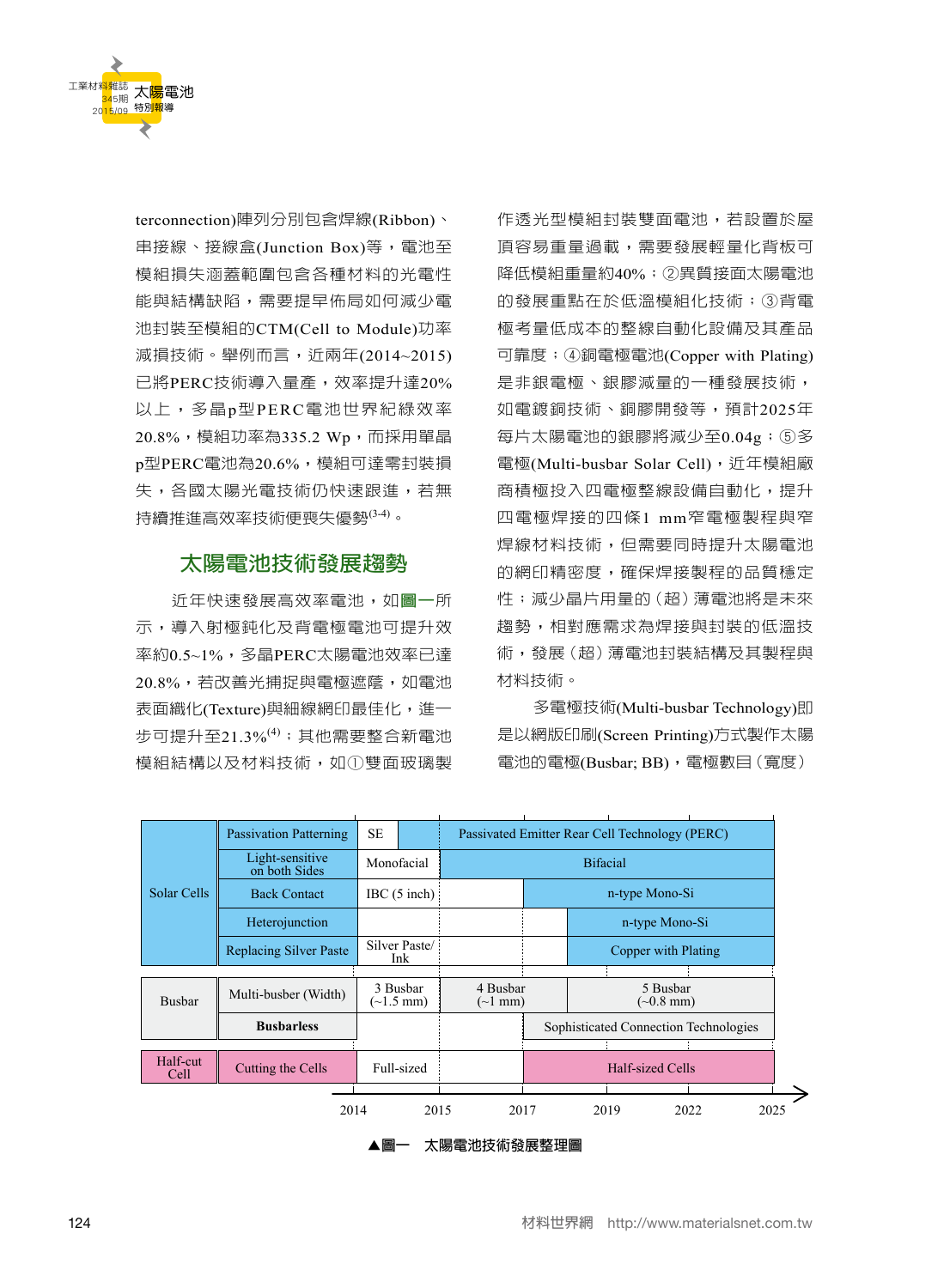terconnection)陣列分別包含焊線(Ribbon)、串接線、接線盒(Junction Box)等，電池至模組損失涵蓋範圍包含各種材料的光電性能與結構缺陷，需要提早佈局如何減少電池封裝至模組的CTM(Cell to Module)功率減損技術。舉例而言，近兩年(2014~2015)已將PERC技術導入量產，效率提升達20%以上，多晶p型PERC電池世界紀錄效率20.8%，模組功率為335.2 Wp，而採用單晶p型PERC電池為20.6%，模組可達零封裝損失，各國太陽光電技術仍快速跟進，若無持續推進高效率技術便喪失優勢[3-4]。

## 太陽電池技術發展趨勢

近年快速發展高效率電池，如圖一所示，導入射極鈍化及背電極電池可提升效率約0.5~1%，多晶PERC太陽電池效率已達20.8%，若改善光捕捉與電極遮蔭，如電池表面織化(Texture)與細線網印最佳化，進一步可提升至21.3%[4]；其他需要整合新電池模組結構以及材料技術，如①雙面玻璃製作透光型模組封裝雙面電池，若設置於屋頂容易重量過載，需要發展輕量化背板可降低模組重量約40%；②異質接面太陽電池的發展重點在於低溫模組化技術；③背電極考量低成本的整線自動化設備及其產品可靠度；④銅電極電池(Copper with Plating)是非銀電極、銀膠減量的一種發展技術，如電鍍銅技術、銅膠開發等，預計2025年每片太陽電池的銀膠將減少至0.04g；⑤多電極(Multi-busbar Solar Cell)，近年模組廠商積極投入四電極整線設備自動化，提升四電極焊接的四條1 mm窄電極製程與窄焊線材料技術，但需要同時提升太陽電池的網印精密度，確保焊接製程的品質穩定性；減少晶片用量的（超）薄電池將是未來趨勢，相對應需求為焊接與封裝的低溫技術，發展（超）薄電池封裝結構及其製程與材料技術。

多電極技術(Multi-busbar Technology)即是以網版印刷(Screen Printing)方式製作太陽電池的電極(Busbar; BB)，電極數目（寬度）

| | | 2014 | | 2015 | 2017 | 2019 | 2022 | 2025 |
|---|---|---|---|---|---|---|---|---|
| Solar Cells | Passivation Patterning | SE | | Passivated Emitter Rear Cell Technology (PERC) | | | | |
| | Light-sensitive on both Sides | Monofacial | | Bifacial | | | | |
| | Back Contact | IBC (5 inch) | | | n-type Mono-Si | | | |
| | Heterojunction | | | | | n-type Mono-Si | | |
| | Replacing Silver Paste | Silver Paste/ Ink | | | | Copper with Plating | | |
| Busbar | Multi-busber (Width) | 3 Busbar (~1.5 mm) | | 4 Busbar (~1 mm) | | 5 Busbar (~0.8 mm) | | |
| | **Busbarless** | | | | Sophisticated Connection Technologies | | | |
| Half-cut Cell | Cutting the Cells | Full-sized | | | Half-sized Cells | | | |

▲圖一　太陽電池技術發展整理圖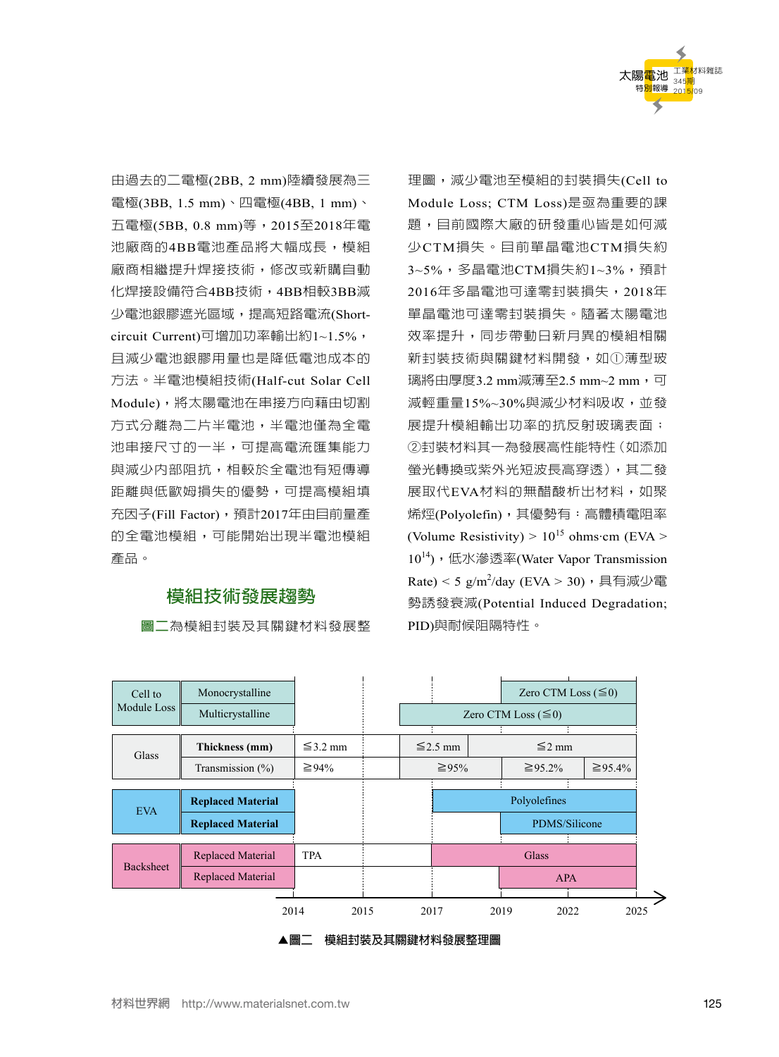由過去的二電極(2BB, 2 mm)陸續發展為三電極(3BB, 1.5 mm)、四電極(4BB, 1 mm)、五電極(5BB, 0.8 mm)等，2015至2018年電池廠商的4BB電池產品將大幅成長，模組廠商相繼提升焊接技術，修改或新購自動化焊接設備符合4BB技術，4BB相較3BB減少電池銀膠遮光區域，提高短路電流(Short-circuit Current)可增加功率輸出約1~1.5%，且減少電池銀膠用量也是降低電池成本的方法。半電池模組技術(Half-cut Solar Cell Module)，將太陽電池在串接方向藉由切割方式分離為二片半電池，半電池僅為全電池串接尺寸的一半，可提高電流匯集能力與減少內部阻抗，相較於全電池有短傳導距離與低歐姆損失的優勢，可提高模組填充因子(Fill Factor)，預計2017年由目前量產的全電池模組，可能開始出現半電池模組產品。

## 模組技術發展趨勢

圖二為模組封裝及其關鍵材料發展整理圖，減少電池至模組的封裝損失(Cell to Module Loss; CTM Loss)是亟為重要的課題，目前國際大廠的研發重心皆是如何減少CTM損失。目前單晶電池CTM損失約3~5%，多晶電池CTM損失約1~3%，預計2016年多晶電池可達零封裝損失，2018年單晶電池可達零封裝損失。隨著太陽電池效率提升，同步帶動日新月異的模組相關新封裝技術與關鍵材料開發，如①薄型玻璃將由厚度3.2 mm減薄至2.5 mm~2 mm，可減輕重量15%~30%與減少材料吸收，並發展提升模組輸出功率的抗反射玻璃表面；②封裝材料其一為發展高性能特性（如添加螢光轉換或紫外光短波長高穿透），其二發展取代EVA材料的無醋酸析出材料，如聚烯烴(Polyolefin)，其優勢有：高體積電阻率(Volume Resistivity) > $10^{15}$ ohms·cm (EVA > $10^{14}$)，低水滲透率(Water Vapor Transmission Rate) < 5 g/$m^2$/day (EVA > 30)，具有減少電勢誘發衰減(Potential Induced Degradation; PID)與耐候阻隔特性。

| | | 2014–2015 | 2015–2017 | 2017–2019 | 2019–2022 | 2022–2025 |
|---|---|---|---|---|---|---|
| Cell to Module Loss | Monocrystalline | | | | Zero CTM Loss (≦0) | Zero CTM Loss (≦0) |
| | Multicrystalline | | Zero CTM Loss (≦0) | Zero CTM Loss (≦0) | Zero CTM Loss (≦0) | Zero CTM Loss (≦0) |
| Glass | **Thickness (mm)** | ≦3.2 mm | ≦2.5 mm | ≦2 mm | ≦2 mm | ≦2 mm |
| | Transmission (%) | ≧94% | ≧95% | ≧95% | ≧95.2% | ≧95.4% |
| EVA | **Replaced Material** | | | Polyolefines | Polyolefines | Polyolefines |
| | **Replaced Material** | | | | PDMS/Silicone | PDMS/Silicone |
| Backsheet | Replaced Material | TPA | TPA | Glass | Glass | Glass |
| | Replaced Material | | | | APA | APA |

▲圖二　模組封裝及其關鍵材料發展整理圖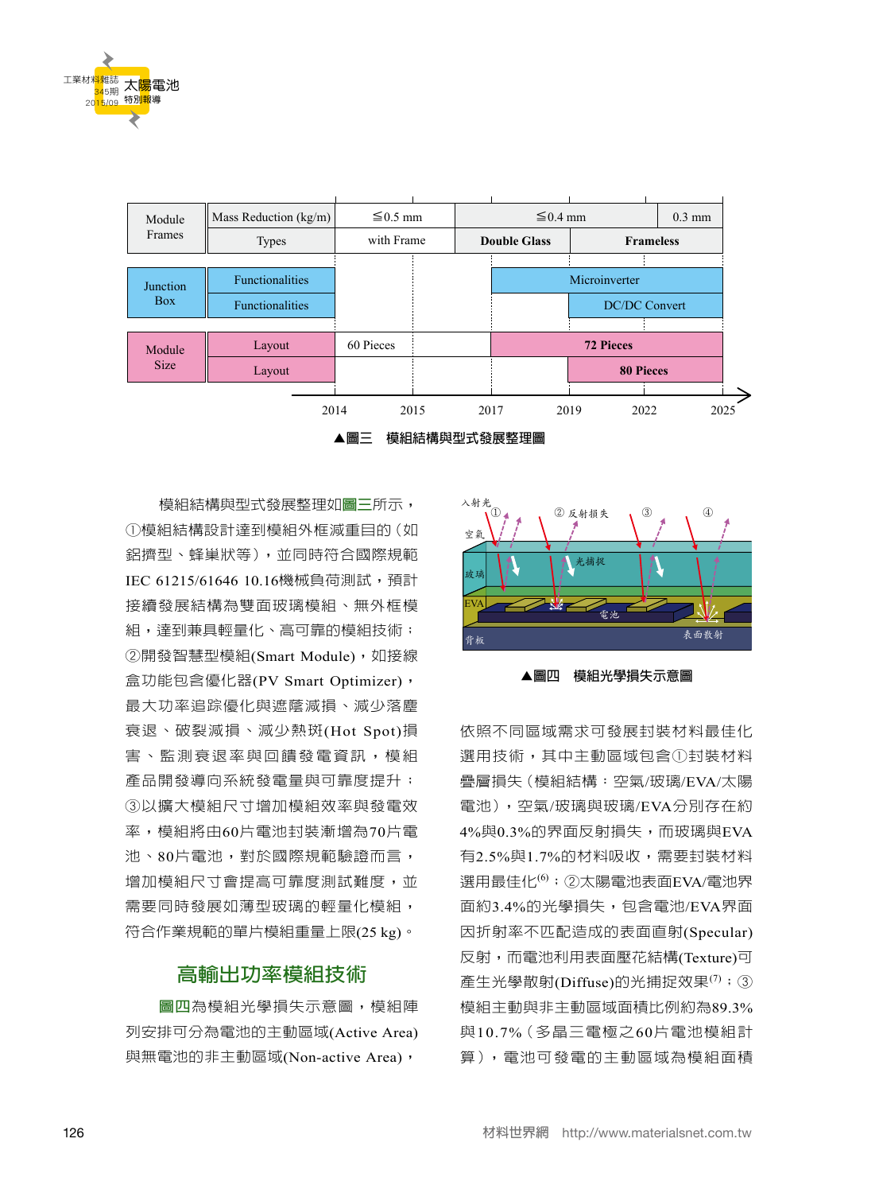| | | 2014 | 2015 | 2017 | 2019 | 2022 | 2025 |
|---|---|---|---|---|---|---|---|
| Module Frames | Mass Reduction (kg/m) | ≦0.5 mm | | ≦0.4 mm | | | 0.3 mm |
| | Types | with Frame | | Double Glass | Frameless | | |
| Junction Box | Functionalities | | | Microinverter | | | |
| | Functionalities | | | | DC/DC Convert | | |
| Module Size | Layout | 60 Pieces | | **72 Pieces** | | | |
| | Layout | | | | **80 Pieces** | | |

▲圖三　模組結構與型式發展整理圖

模組結構與型式發展整理如圖三所示，①模組結構設計達到模組外框減重目的（如鋁擠型、蜂巢狀等），並同時符合國際規範IEC 61215/61646 10.16機械負荷測試，預計接續發展結構為雙面玻璃模組、無外框模組，達到兼具輕量化、高可靠的模組技術；②開發智慧型模組(Smart Module)，如接線盒功能包含優化器(PV Smart Optimizer)，最大功率追踪優化與遮蔭減損、減少落塵衰退、破裂減損、減少熱斑(Hot Spot)損害、監測衰退率與回饋發電資訊，模組產品開發導向系統發電量與可靠度提升；③以擴大模組尺寸增加模組效率與發電效率，模組將由60片電池封裝漸增為70片電池、80片電池，對於國際規範驗證而言，增加模組尺寸會提高可靠度測試難度，並需要同時發展如薄型玻璃的輕量化模組，符合作業規範的單片模組重量上限(25 kg)。

## 高輸出功率模組技術

圖四為模組光學損失示意圖，模組陣列安排可分為電池的主動區域(Active Area)與無電池的非主動區域(Non-active Area)，

▲圖四　模組光學損失示意圖

依照不同區域需求可發展封裝材料最佳化選用技術，其中主動區域包含①封裝材料疊層損失（模組結構：空氣/玻璃/EVA/太陽電池），空氣/玻璃與玻璃/EVA分別存在約4%與0.3%的界面反射損失，而玻璃與EVA有2.5%與1.7%的材料吸收，需要封裝材料選用最佳化[6]；②太陽電池表面EVA/電池界面約3.4%的光學損失，包含電池/EVA界面因折射率不匹配造成的表面直射(Specular)反射，而電池利用表面壓花結構(Texture)可產生光學散射(Diffuse)的光捕捉效果[7]；③模組主動與非主動區域面積比例約為89.3%與10.7%（多晶三電極之60片電池模組計算），電池可發電的主動區域為模組面積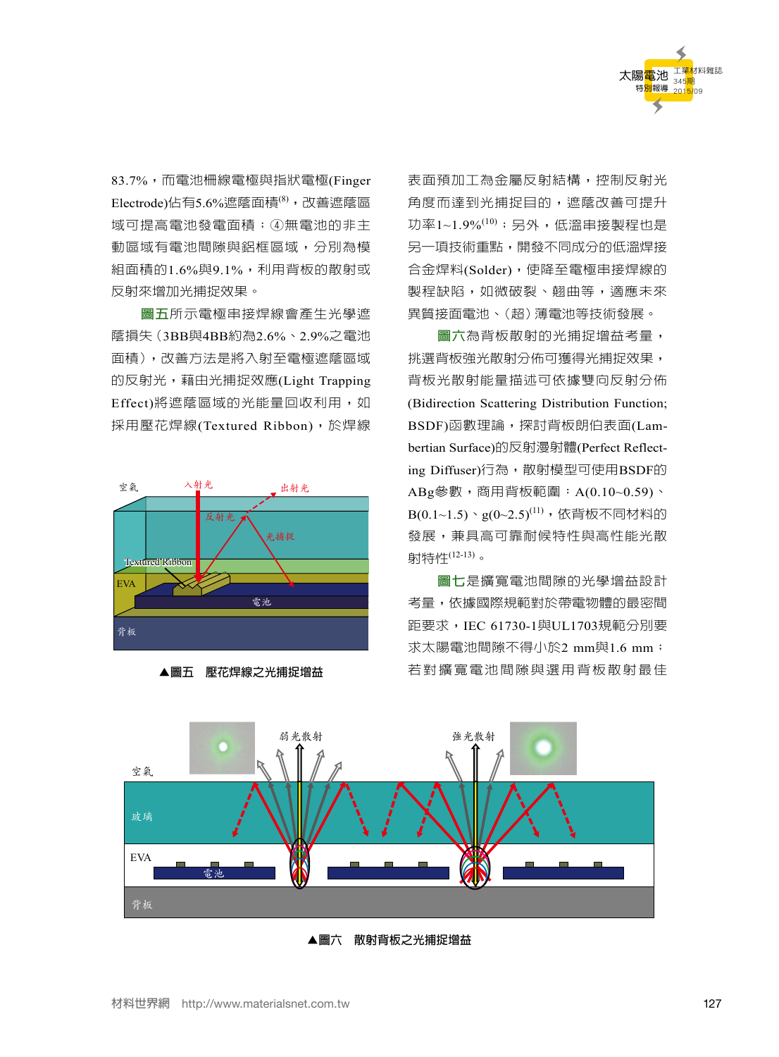83.7%，而電池柵線電極與指狀電極(Finger Electrode)佔有5.6%遮蔭面積[8]，改善遮蔭區域可提高電池發電面積；④無電池的非主動區域有電池間隙與鋁框區域，分別為模組面積的1.6%與9.1%，利用背板的散射或反射來增加光捕捉效果。

圖五所示電極串接焊線會產生光學遮蔭損失（3BB與4BB約為2.6%、2.9%之電池面積），改善方法是將入射至電極遮蔭區域的反射光，藉由光捕捉效應(Light Trapping Effect)將遮蔭區域的光能量回收利用，如採用壓花焊線(Textured Ribbon)，於焊線表面預加工為金屬反射結構，控制反射光角度而達到光捕捉目的，遮蔭改善可提升功率1~1.9%[10]；另外，低溫串接製程也是另一項技術重點，開發不同成分的低溫焊接合金焊料(Solder)，使降至電極串接焊線的製程缺陷，如微破裂、翹曲等，適應未來異質接面電池、（超）薄電池等技術發展。

▲圖五　壓花焊線之光捕捉增益

圖六為背板散射的光捕捉增益考量，挑選背板強光散射分佈可獲得光捕捉效果，背板光散射能量描述可依據雙向反射分佈(Bidirection Scattering Distribution Function; BSDF)函數理論，探討背板朗伯表面(Lambertian Surface)的反射漫射體(Perfect Reflecting Diffuser)行為，散射模型可使用BSDF的ABg參數，商用背板範圍：A(0.10~0.59)、B(0.1~1.5)、g(0~2.5)[11]，依背板不同材料的發展，兼具高可靠耐候特性與高性能光散射特性[12-13]。

圖七是擴寬電池間隙的光學增益設計考量，依據國際規範對於帶電物體的最密間距要求，IEC 61730-1與UL1703規範分別要求太陽電池間隙不得小於2 mm與1.6 mm；若對擴寬電池間隙與選用背板散射最佳

▲圖六　散射背板之光捕捉增益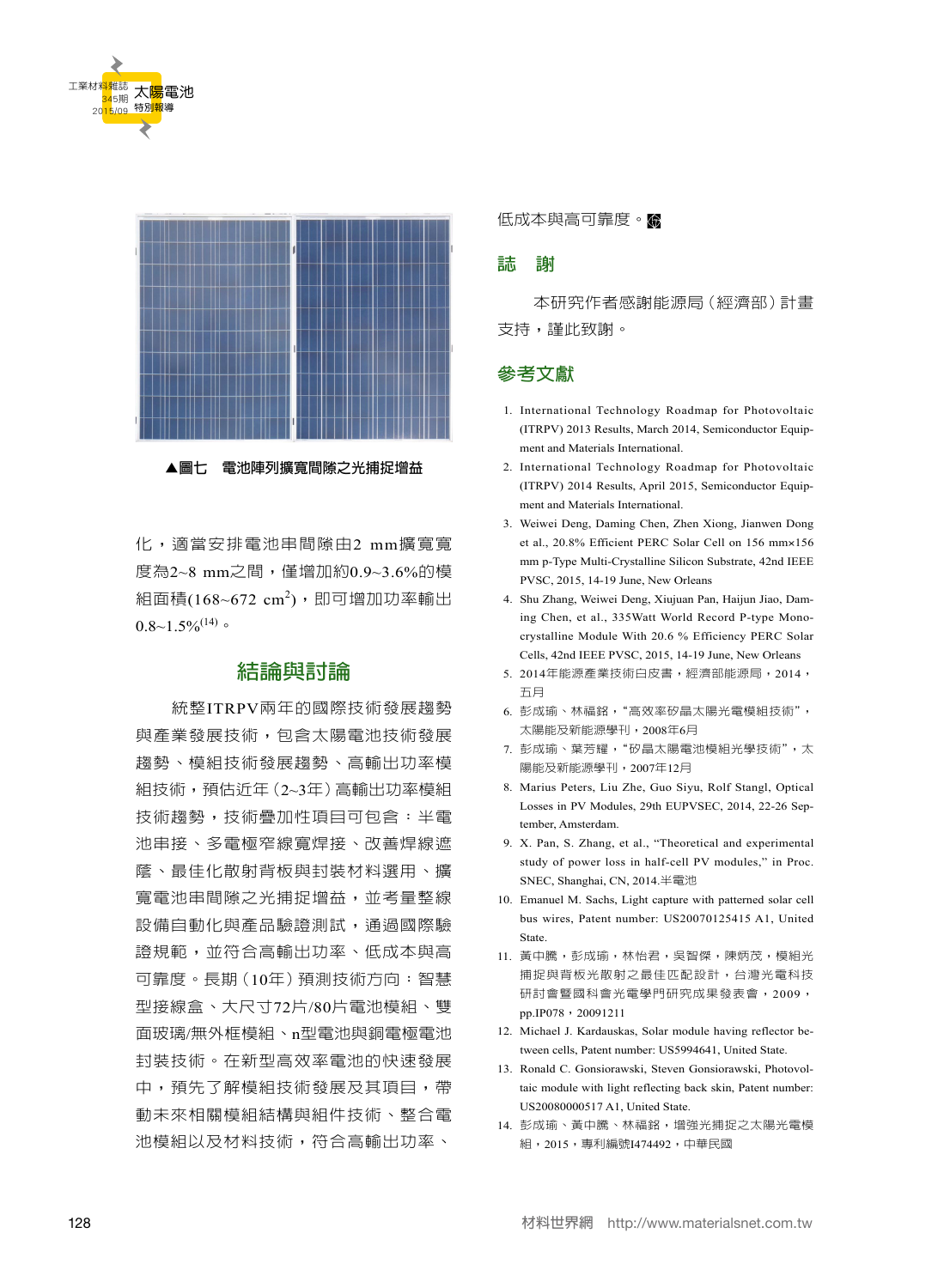▲圖七　電池陣列擴寬間隙之光捕捉增益

化，適當安排電池串間隙由2 mm擴寬寬度為2~8 mm之間，僅增加約0.9~3.6%的模組面積(168~672 $cm^2$)，即可增加功率輸出0.8~1.5%[14]。

## 結論與討論

統整ITRPV兩年的國際技術發展趨勢與產業發展技術，包含太陽電池技術發展趨勢、模組技術發展趨勢、高輸出功率模組技術，預估近年（2~3年）高輸出功率模組技術趨勢，技術疊加性項目可包含：半電池串接、多電極窄線寬焊接、改善焊線遮蔭、最佳化散射背板與封裝材料選用、擴寬電池串間隙之光捕捉增益，並考量整線設備自動化與產品驗證測試，通過國際驗證規範，並符合高輸出功率、低成本與高可靠度。長期（10年）預測技術方向：智慧型接線盒、大尺寸72片/80片電池模組、雙面玻璃/無外框模組、n型電池與銅電極電池封裝技術。在新型高效率電池的快速發展中，預先了解模組技術發展及其項目，帶動未來相關模組結構與組件技術、整合電池模組以及材料技術，符合高輸出功率、低成本與高可靠度。

## 誌　謝

本研究作者感謝能源局（經濟部）計畫支持，謹此致謝。

## 參考文獻

1. International Technology Roadmap for Photovoltaic (ITRPV) 2013 Results, March 2014, Semiconductor Equipment and Materials International.
2. International Technology Roadmap for Photovoltaic (ITRPV) 2014 Results, April 2015, Semiconductor Equipment and Materials International.
3. Weiwei Deng, Daming Chen, Zhen Xiong, Jianwen Dong et al., 20.8% Efficient PERC Solar Cell on 156 mm×156 mm p-Type Multi-Crystalline Silicon Substrate, 42nd IEEE PVSC, 2015, 14-19 June, New Orleans
4. Shu Zhang, Weiwei Deng, Xiujuan Pan, Haijun Jiao, Daming Chen, et al., 335Watt World Record P-type Mono-crystalline Module With 20.6 % Efficiency PERC Solar Cells, 42nd IEEE PVSC, 2015, 14-19 June, New Orleans
5. 2014年能源產業技術白皮書，經濟部能源局，2014，五月
6. 彭成瑜、林福銘，“高效率矽晶太陽光電模組技術”，太陽能及新能源學刊，2008年6月
7. 彭成瑜、葉芳耀，“矽晶太陽電池模組光學技術”，太陽能及新能源學刊，2007年12月
8. Marius Peters, Liu Zhe, Guo Siyu, Rolf Stangl, Optical Losses in PV Modules, 29th EUPVSEC, 2014, 22-26 September, Amsterdam.
9. X. Pan, S. Zhang, et al., “Theoretical and experimental study of power loss in half-cell PV modules,” in Proc. SNEC, Shanghai, CN, 2014.半電池
10. Emanuel M. Sachs, Light capture with patterned solar cell bus wires, Patent number: US20070125415 A1, United State.
11. 黃中騰，彭成瑜，林怡君，吳智傑，陳炳茂，模組光捕捉與背板光散射之最佳匹配設計，台灣光電科技研討會暨國科會光電學門研究成果發表會，2009，pp.IP078，20091211
12. Michael J. Kardauskas, Solar module having reflector between cells, Patent number: US5994641, United State.
13. Ronald C. Gonsiorawski, Steven Gonsiorawski, Photovoltaic module with light reflecting back skin, Patent number: US20080000517 A1, United State.
14. 彭成瑜、黃中騰、林福銘，增強光捕捉之太陽光電模組，2015，專利編號I474492，中華民國